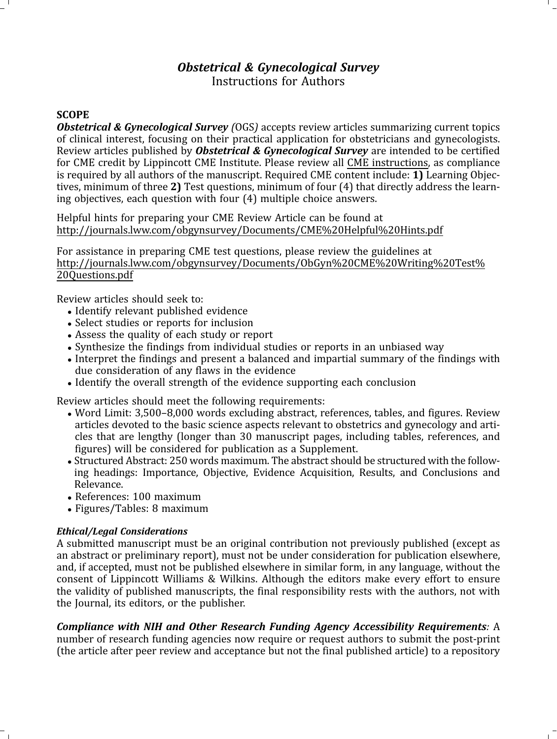# *Obstetrical & Gynecological Survey*

Instructions for Authors

## SCOPE

***Obstetrical & Gynecological Survey*** *(*OGS*)* accepts review articles summarizing current topics of clinical interest, focusing on their practical application for obstetricians and gynecologists. Review articles published by ***Obstetrical & Gynecological Survey*** are intended to be certified for CME credit by Lippincott CME Institute. Please review all CME instructions, as compliance is required by all authors of the manuscript. Required CME content include: **1)** Learning Objectives, minimum of three **2)** Test questions, minimum of four (4) that directly address the learning objectives, each question with four (4) multiple choice answers.

Helpful hints for preparing your CME Review Article can be found at http://journals.lww.com/obgynsurvey/Documents/CME%20Helpful%20Hints.pdf

For assistance in preparing CME test questions, please review the guidelines at http://journals.lww.com/obgynsurvey/Documents/ObGyn%20CME%20Writing%20Test%20Questions.pdf

Review articles should seek to:

- Identify relevant published evidence
- Select studies or reports for inclusion
- Assess the quality of each study or report
- Synthesize the findings from individual studies or reports in an unbiased way
- Interpret the findings and present a balanced and impartial summary of the findings with due consideration of any flaws in the evidence
- Identify the overall strength of the evidence supporting each conclusion

Review articles should meet the following requirements:

- Word Limit: 3,500–8,000 words excluding abstract, references, tables, and figures. Review articles devoted to the basic science aspects relevant to obstetrics and gynecology and articles that are lengthy (longer than 30 manuscript pages, including tables, references, and figures) will be considered for publication as a Supplement.
- Structured Abstract: 250 words maximum. The abstract should be structured with the following headings: Importance, Objective, Evidence Acquisition, Results, and Conclusions and Relevance.
- References: 100 maximum
- Figures/Tables: 8 maximum

### *Ethical/Legal Considerations*

A submitted manuscript must be an original contribution not previously published (except as an abstract or preliminary report), must not be under consideration for publication elsewhere, and, if accepted, must not be published elsewhere in similar form, in any language, without the consent of Lippincott Williams & Wilkins. Although the editors make every effort to ensure the validity of published manuscripts, the final responsibility rests with the authors, not with the Journal, its editors, or the publisher.

***Compliance with NIH and Other Research Funding Agency Accessibility Requirements****:* A number of research funding agencies now require or request authors to submit the post-print (the article after peer review and acceptance but not the final published article) to a repository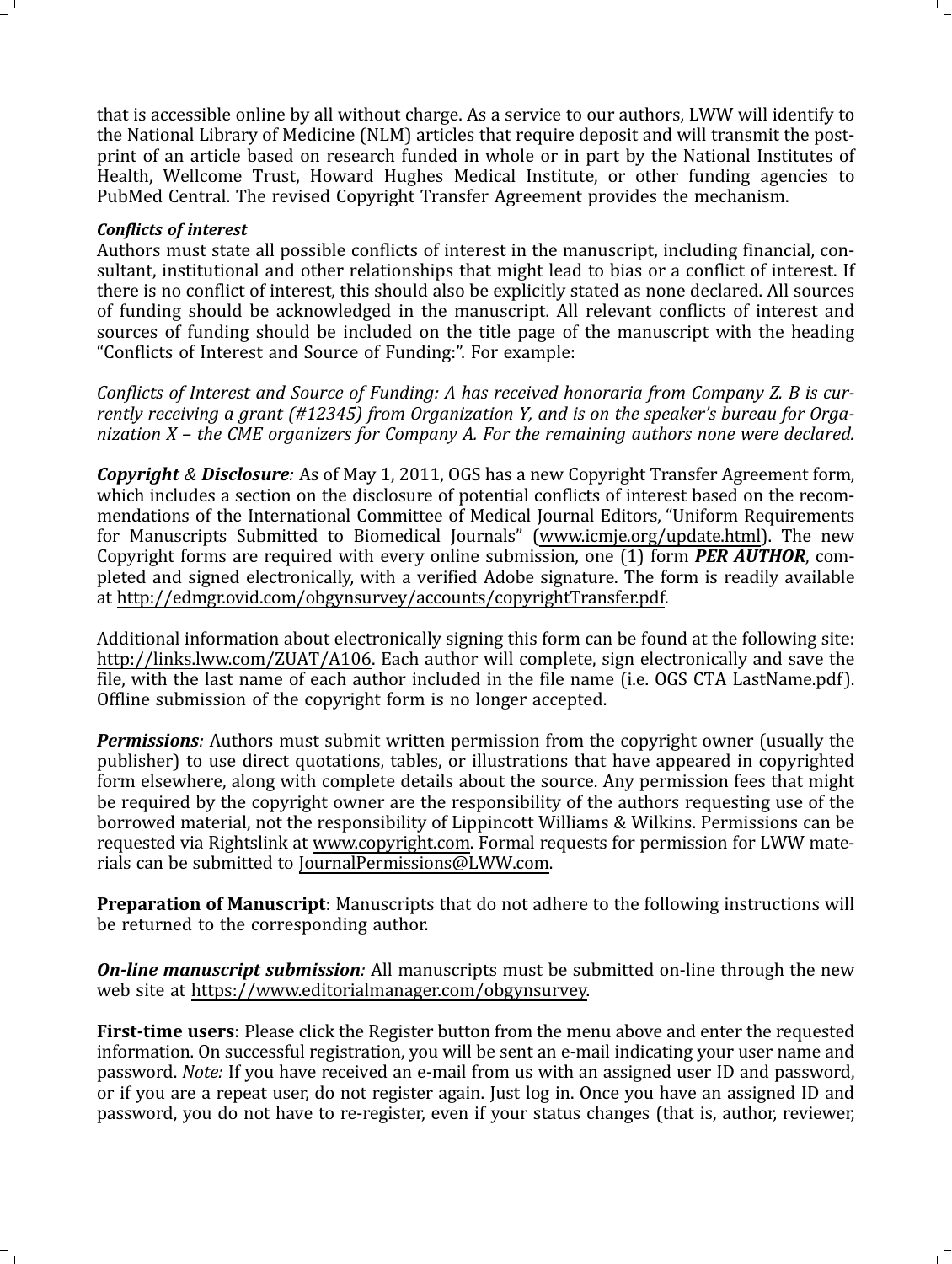that is accessible online by all without charge. As a service to our authors, LWW will identify to the National Library of Medicine (NLM) articles that require deposit and will transmit the post-print of an article based on research funded in whole or in part by the National Institutes of Health, Wellcome Trust, Howard Hughes Medical Institute, or other funding agencies to PubMed Central. The revised Copyright Transfer Agreement provides the mechanism.

***Conflicts of interest***
Authors must state all possible conflicts of interest in the manuscript, including financial, consultant, institutional and other relationships that might lead to bias or a conflict of interest. If there is no conflict of interest, this should also be explicitly stated as none declared. All sources of funding should be acknowledged in the manuscript. All relevant conflicts of interest and sources of funding should be included on the title page of the manuscript with the heading "Conflicts of Interest and Source of Funding:". For example:

*Conflicts of Interest and Source of Funding: A has received honoraria from Company Z. B is currently receiving a grant (#12345) from Organization Y, and is on the speaker's bureau for Organization X – the CME organizers for Company A. For the remaining authors none were declared.*

***Copyright** & **Disclosure**:* As of May 1, 2011, OGS has a new Copyright Transfer Agreement form, which includes a section on the disclosure of potential conflicts of interest based on the recommendations of the International Committee of Medical Journal Editors, "Uniform Requirements for Manuscripts Submitted to Biomedical Journals" (www.icmje.org/update.html). The new Copyright forms are required with every online submission, one (1) form ***PER AUTHOR***, completed and signed electronically, with a verified Adobe signature. The form is readily available at http://edmgr.ovid.com/obgynsurvey/accounts/copyrightTransfer.pdf.

Additional information about electronically signing this form can be found at the following site: http://links.lww.com/ZUAT/A106. Each author will complete, sign electronically and save the file, with the last name of each author included in the file name (i.e. OGS CTA LastName.pdf). Offline submission of the copyright form is no longer accepted.

***Permissions**:* Authors must submit written permission from the copyright owner (usually the publisher) to use direct quotations, tables, or illustrations that have appeared in copyrighted form elsewhere, along with complete details about the source. Any permission fees that might be required by the copyright owner are the responsibility of the authors requesting use of the borrowed material, not the responsibility of Lippincott Williams & Wilkins. Permissions can be requested via Rightslink at www.copyright.com. Formal requests for permission for LWW materials can be submitted to JournalPermissions@LWW.com.

**Preparation of Manuscript**: Manuscripts that do not adhere to the following instructions will be returned to the corresponding author.

***On-line manuscript submission**:* All manuscripts must be submitted on-line through the new web site at https://www.editorialmanager.com/obgynsurvey.

**First-time users**: Please click the Register button from the menu above and enter the requested information. On successful registration, you will be sent an e-mail indicating your user name and password. *Note:* If you have received an e-mail from us with an assigned user ID and password, or if you are a repeat user, do not register again. Just log in. Once you have an assigned ID and password, you do not have to re-register, even if your status changes (that is, author, reviewer,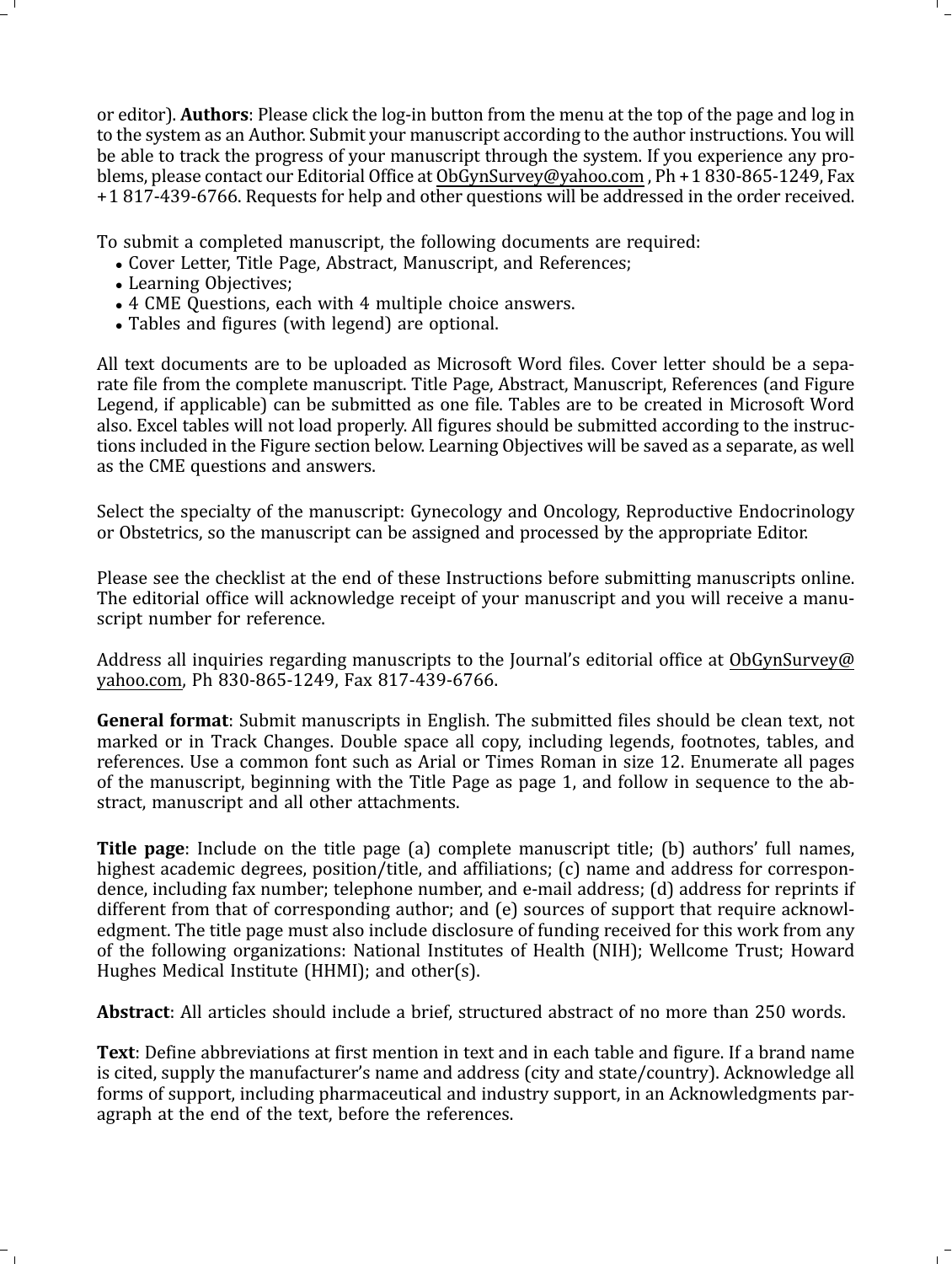or editor). **Authors**: Please click the log-in button from the menu at the top of the page and log in to the system as an Author. Submit your manuscript according to the author instructions. You will be able to track the progress of your manuscript through the system. If you experience any problems, please contact our Editorial Office at ObGynSurvey@yahoo.com , Ph +1 830-865-1249, Fax +1 817-439-6766. Requests for help and other questions will be addressed in the order received.

To submit a completed manuscript, the following documents are required:

- Cover Letter, Title Page, Abstract, Manuscript, and References;
- Learning Objectives;
- 4 CME Questions, each with 4 multiple choice answers.
- Tables and figures (with legend) are optional.

All text documents are to be uploaded as Microsoft Word files. Cover letter should be a separate file from the complete manuscript. Title Page, Abstract, Manuscript, References (and Figure Legend, if applicable) can be submitted as one file. Tables are to be created in Microsoft Word also. Excel tables will not load properly. All figures should be submitted according to the instructions included in the Figure section below. Learning Objectives will be saved as a separate, as well as the CME questions and answers.

Select the specialty of the manuscript: Gynecology and Oncology, Reproductive Endocrinology or Obstetrics, so the manuscript can be assigned and processed by the appropriate Editor.

Please see the checklist at the end of these Instructions before submitting manuscripts online. The editorial office will acknowledge receipt of your manuscript and you will receive a manuscript number for reference.

Address all inquiries regarding manuscripts to the Journal's editorial office at ObGynSurvey@yahoo.com, Ph 830-865-1249, Fax 817-439-6766.

**General format**: Submit manuscripts in English. The submitted files should be clean text, not marked or in Track Changes. Double space all copy, including legends, footnotes, tables, and references. Use a common font such as Arial or Times Roman in size 12. Enumerate all pages of the manuscript, beginning with the Title Page as page 1, and follow in sequence to the abstract, manuscript and all other attachments.

**Title page**: Include on the title page (a) complete manuscript title; (b) authors' full names, highest academic degrees, position/title, and affiliations; (c) name and address for correspondence, including fax number; telephone number, and e-mail address; (d) address for reprints if different from that of corresponding author; and (e) sources of support that require acknowledgment. The title page must also include disclosure of funding received for this work from any of the following organizations: National Institutes of Health (NIH); Wellcome Trust; Howard Hughes Medical Institute (HHMI); and other(s).

**Abstract**: All articles should include a brief, structured abstract of no more than 250 words.

**Text**: Define abbreviations at first mention in text and in each table and figure. If a brand name is cited, supply the manufacturer's name and address (city and state/country). Acknowledge all forms of support, including pharmaceutical and industry support, in an Acknowledgments paragraph at the end of the text, before the references.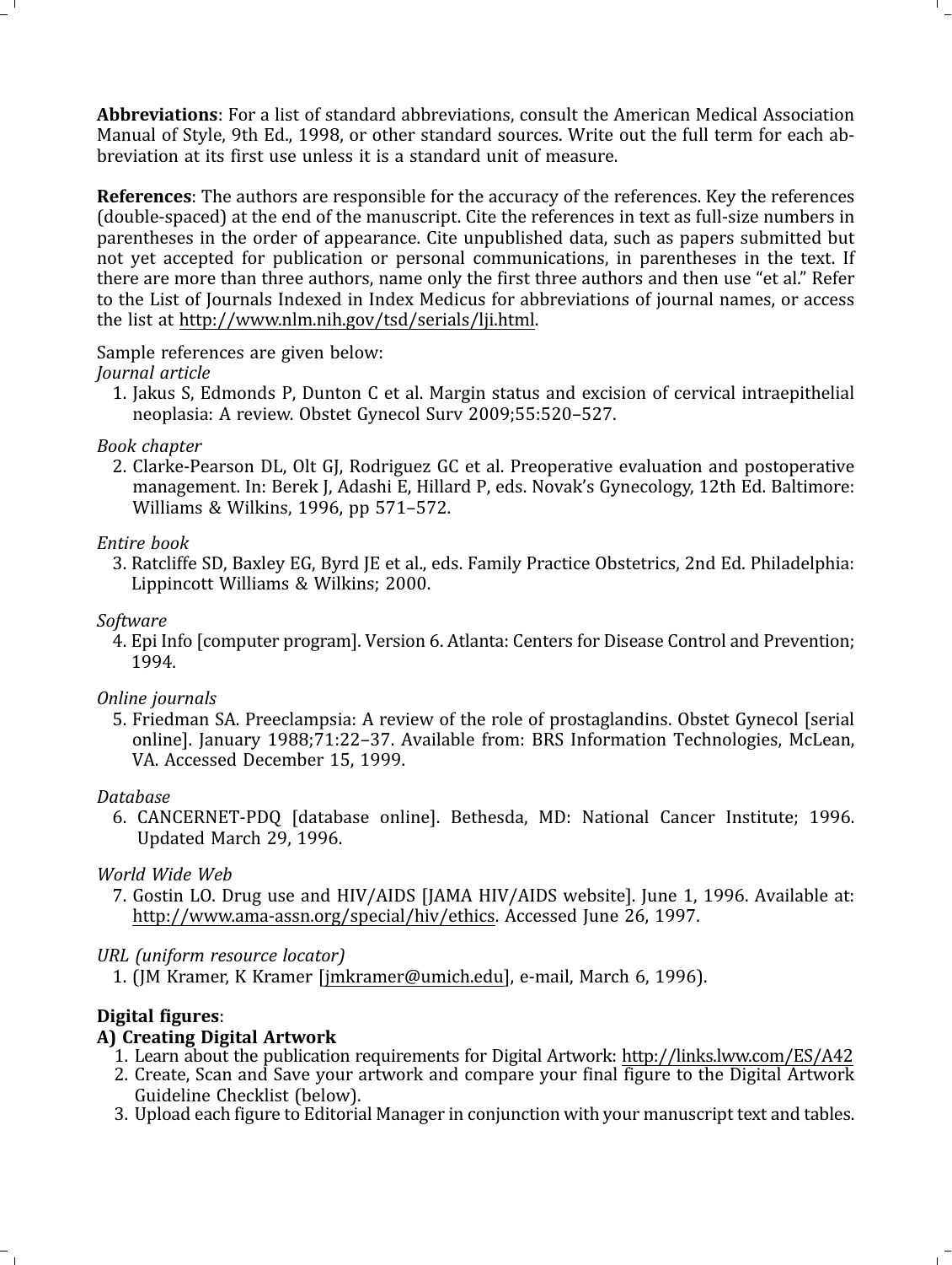**Abbreviations**: For a list of standard abbreviations, consult the American Medical Association Manual of Style, 9th Ed., 1998, or other standard sources. Write out the full term for each abbreviation at its first use unless it is a standard unit of measure.

**References**: The authors are responsible for the accuracy of the references. Key the references (double-spaced) at the end of the manuscript. Cite the references in text as full-size numbers in parentheses in the order of appearance. Cite unpublished data, such as papers submitted but not yet accepted for publication or personal communications, in parentheses in the text. If there are more than three authors, name only the first three authors and then use "et al." Refer to the List of Journals Indexed in Index Medicus for abbreviations of journal names, or access the list at http://www.nlm.nih.gov/tsd/serials/lji.html.

Sample references are given below:

*Journal article*

1. Jakus S, Edmonds P, Dunton C et al. Margin status and excision of cervical intraepithelial neoplasia: A review. Obstet Gynecol Surv 2009;55:520–527.

*Book chapter*

2. Clarke-Pearson DL, Olt GJ, Rodriguez GC et al. Preoperative evaluation and postoperative management. In: Berek J, Adashi E, Hillard P, eds. Novak's Gynecology, 12th Ed. Baltimore: Williams & Wilkins, 1996, pp 571–572.

*Entire book*

3. Ratcliffe SD, Baxley EG, Byrd JE et al., eds. Family Practice Obstetrics, 2nd Ed. Philadelphia: Lippincott Williams & Wilkins; 2000.

*Software*

4. Epi Info [computer program]. Version 6. Atlanta: Centers for Disease Control and Prevention; 1994.

*Online journals*

5. Friedman SA. Preeclampsia: A review of the role of prostaglandins. Obstet Gynecol [serial online]. January 1988;71:22–37. Available from: BRS Information Technologies, McLean, VA. Accessed December 15, 1999.

*Database*

6. CANCERNET-PDQ [database online]. Bethesda, MD: National Cancer Institute; 1996. Updated March 29, 1996.

*World Wide Web*

7. Gostin LO. Drug use and HIV/AIDS [JAMA HIV/AIDS website]. June 1, 1996. Available at: http://www.ama-assn.org/special/hiv/ethics. Accessed June 26, 1997.

*URL (uniform resource locator)*

1. (JM Kramer, K Kramer [jmkramer@umich.edu], e-mail, March 6, 1996).

**Digital figures**:

**A) Creating Digital Artwork**

1. Learn about the publication requirements for Digital Artwork: http://links.lww.com/ES/A42
2. Create, Scan and Save your artwork and compare your final figure to the Digital Artwork Guideline Checklist (below).
3. Upload each figure to Editorial Manager in conjunction with your manuscript text and tables.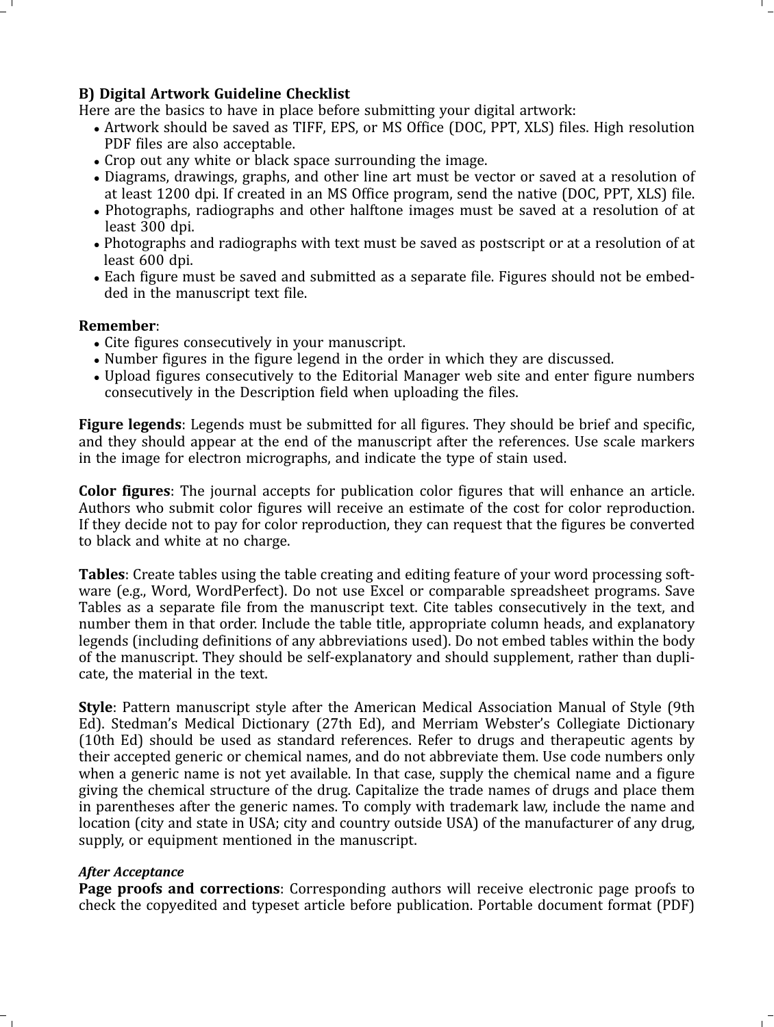**B) Digital Artwork Guideline Checklist**

Here are the basics to have in place before submitting your digital artwork:

- Artwork should be saved as TIFF, EPS, or MS Office (DOC, PPT, XLS) files. High resolution PDF files are also acceptable.
- Crop out any white or black space surrounding the image.
- Diagrams, drawings, graphs, and other line art must be vector or saved at a resolution of at least 1200 dpi. If created in an MS Office program, send the native (DOC, PPT, XLS) file.
- Photographs, radiographs and other halftone images must be saved at a resolution of at least 300 dpi.
- Photographs and radiographs with text must be saved as postscript or at a resolution of at least 600 dpi.
- Each figure must be saved and submitted as a separate file. Figures should not be embedded in the manuscript text file.

**Remember**:

- Cite figures consecutively in your manuscript.
- Number figures in the figure legend in the order in which they are discussed.
- Upload figures consecutively to the Editorial Manager web site and enter figure numbers consecutively in the Description field when uploading the files.

**Figure legends**: Legends must be submitted for all figures. They should be brief and specific, and they should appear at the end of the manuscript after the references. Use scale markers in the image for electron micrographs, and indicate the type of stain used.

**Color figures**: The journal accepts for publication color figures that will enhance an article. Authors who submit color figures will receive an estimate of the cost for color reproduction. If they decide not to pay for color reproduction, they can request that the figures be converted to black and white at no charge.

**Tables**: Create tables using the table creating and editing feature of your word processing software (e.g., Word, WordPerfect). Do not use Excel or comparable spreadsheet programs. Save Tables as a separate file from the manuscript text. Cite tables consecutively in the text, and number them in that order. Include the table title, appropriate column heads, and explanatory legends (including definitions of any abbreviations used). Do not embed tables within the body of the manuscript. They should be self-explanatory and should supplement, rather than duplicate, the material in the text.

**Style**: Pattern manuscript style after the American Medical Association Manual of Style (9th Ed). Stedman's Medical Dictionary (27th Ed), and Merriam Webster's Collegiate Dictionary (10th Ed) should be used as standard references. Refer to drugs and therapeutic agents by their accepted generic or chemical names, and do not abbreviate them. Use code numbers only when a generic name is not yet available. In that case, supply the chemical name and a figure giving the chemical structure of the drug. Capitalize the trade names of drugs and place them in parentheses after the generic names. To comply with trademark law, include the name and location (city and state in USA; city and country outside USA) of the manufacturer of any drug, supply, or equipment mentioned in the manuscript.

***After Acceptance***

**Page proofs and corrections**: Corresponding authors will receive electronic page proofs to check the copyedited and typeset article before publication. Portable document format (PDF)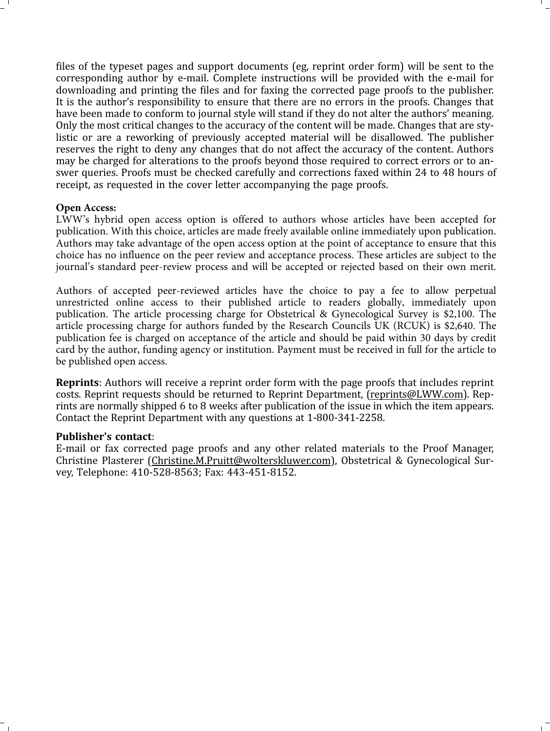files of the typeset pages and support documents (eg, reprint order form) will be sent to the corresponding author by e-mail. Complete instructions will be provided with the e-mail for downloading and printing the files and for faxing the corrected page proofs to the publisher. It is the author's responsibility to ensure that there are no errors in the proofs. Changes that have been made to conform to journal style will stand if they do not alter the authors' meaning. Only the most critical changes to the accuracy of the content will be made. Changes that are stylistic or are a reworking of previously accepted material will be disallowed. The publisher reserves the right to deny any changes that do not affect the accuracy of the content. Authors may be charged for alterations to the proofs beyond those required to correct errors or to answer queries. Proofs must be checked carefully and corrections faxed within 24 to 48 hours of receipt, as requested in the cover letter accompanying the page proofs.

**Open Access:**
LWW's hybrid open access option is offered to authors whose articles have been accepted for publication. With this choice, articles are made freely available online immediately upon publication. Authors may take advantage of the open access option at the point of acceptance to ensure that this choice has no influence on the peer review and acceptance process. These articles are subject to the journal's standard peer-review process and will be accepted or rejected based on their own merit.

Authors of accepted peer-reviewed articles have the choice to pay a fee to allow perpetual unrestricted online access to their published article to readers globally, immediately upon publication. The article processing charge for Obstetrical & Gynecological Survey is $2,100. The article processing charge for authors funded by the Research Councils UK (RCUK) is $2,640. The publication fee is charged on acceptance of the article and should be paid within 30 days by credit card by the author, funding agency or institution. Payment must be received in full for the article to be published open access.

**Reprints**: Authors will receive a reprint order form with the page proofs that includes reprint costs. Reprint requests should be returned to Reprint Department, (reprints@LWW.com). Reprints are normally shipped 6 to 8 weeks after publication of the issue in which the item appears. Contact the Reprint Department with any questions at 1-800-341-2258.

**Publisher's contact**:
E-mail or fax corrected page proofs and any other related materials to the Proof Manager, Christine Plasterer (Christine.M.Pruitt@wolterskluwer.com), Obstetrical & Gynecological Survey, Telephone: 410-528-8563; Fax: 443-451-8152.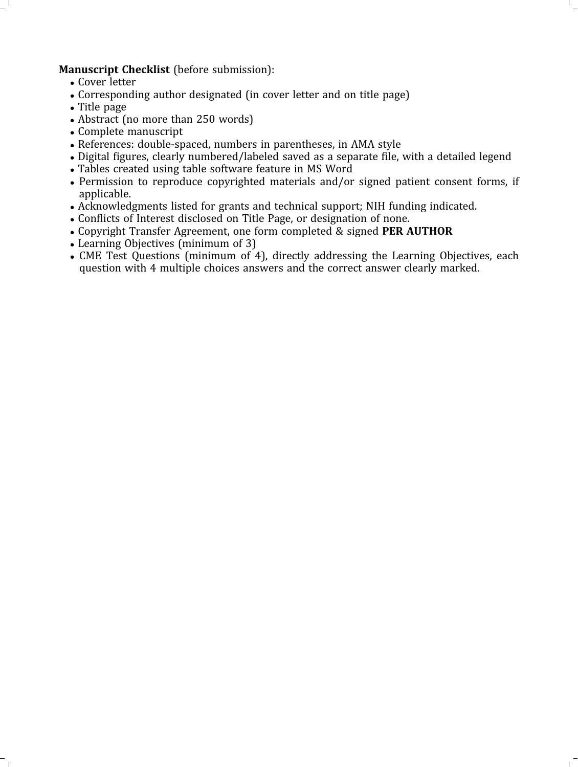**Manuscript Checklist** (before submission):

- Cover letter
- Corresponding author designated (in cover letter and on title page)
- Title page
- Abstract (no more than 250 words)
- Complete manuscript
- References: double-spaced, numbers in parentheses, in AMA style
- Digital figures, clearly numbered/labeled saved as a separate file, with a detailed legend
- Tables created using table software feature in MS Word
- Permission to reproduce copyrighted materials and/or signed patient consent forms, if applicable.
- Acknowledgments listed for grants and technical support; NIH funding indicated.
- Conflicts of Interest disclosed on Title Page, or designation of none.
- Copyright Transfer Agreement, one form completed & signed **PER AUTHOR**
- Learning Objectives (minimum of 3)
- CME Test Questions (minimum of 4), directly addressing the Learning Objectives, each question with 4 multiple choices answers and the correct answer clearly marked.